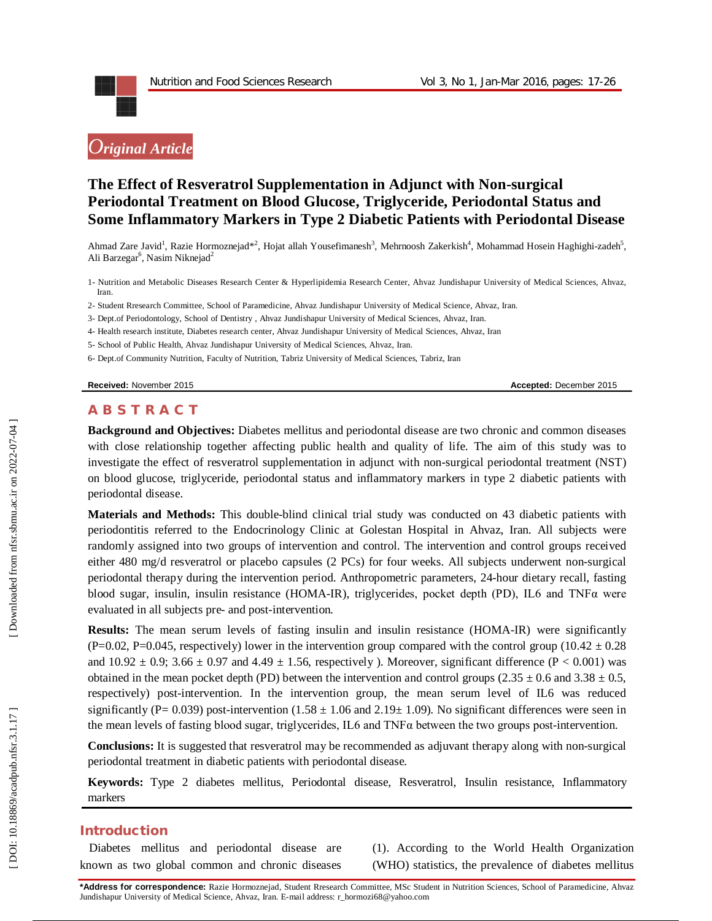*Original Article*

# The Effect of Resveratrol Supplementation in Adjunct with Non-surgical Periodontal Treatment on Blood Glucose, Triglyceride, Periodontal Status and Some Inflammatory Markers in Type 2 Diabetic Patients with Periodontal Disease

Ahmad Zare Javid[1], Razie Hormoznejad*[2], Hojat allah Yousefimanesh[3], Mehrnoosh Zakerkish[4], Mohammad Hosein Haghighi-zadeh[5], Ali Barzegar[6], Nasim Niknejad[2]

1- Nutrition and Metabolic Diseases Research Center & Hyperlipidemia Research Center, Ahvaz Jundishapur University of Medical Sciences, Ahvaz, Iran.

2- Student Rresearch Committee, School of Paramedicine, Ahvaz Jundishapur University of Medical Science, Ahvaz, Iran.

3- Dept.of Periodontology, School of Dentistry , Ahvaz Jundishapur University of Medical Sciences, Ahvaz, Iran.

4- Health research institute, Diabetes research center, Ahvaz Jundishapur University of Medical Sciences, Ahvaz, Iran

5- School of Public Health, Ahvaz Jundishapur University of Medical Sciences, Ahvaz, Iran.

6- Dept.of Community Nutrition, Faculty of Nutrition, Tabriz University of Medical Sciences, Tabriz, Iran

**Received:** November 2015 **Accepted:** December 2015

## ABSTRACT

**Background and Objectives:** Diabetes mellitus and periodontal disease are two chronic and common diseases with close relationship together affecting public health and quality of life. The aim of this study was to investigate the effect of resveratrol supplementation in adjunct with non-surgical periodontal treatment (NST) on blood glucose, triglyceride, periodontal status and inflammatory markers in type 2 diabetic patients with periodontal disease.

**Materials and Methods:** This double-blind clinical trial study was conducted on 43 diabetic patients with periodontitis referred to the Endocrinology Clinic at Golestan Hospital in Ahvaz, Iran. All subjects were randomly assigned into two groups of intervention and control. The intervention and control groups received either 480 mg/d resveratrol or placebo capsules (2 PCs) for four weeks. All subjects underwent non-surgical periodontal therapy during the intervention period. Anthropometric parameters, 24-hour dietary recall, fasting blood sugar, insulin, insulin resistance (HOMA-IR), triglycerides, pocket depth (PD), IL6 and TNFα were evaluated in all subjects pre- and post-intervention.

**Results:** The mean serum levels of fasting insulin and insulin resistance (HOMA-IR) were significantly (P=0.02, P=0.045, respectively) lower in the intervention group compared with the control group (10.42 ± 0.28 and 10.92 ± 0.9; 3.66 ± 0.97 and 4.49 ± 1.56, respectively ). Moreover, significant difference (P < 0.001) was obtained in the mean pocket depth (PD) between the intervention and control groups (2.35 ± 0.6 and 3.38 ± 0.5, respectively) post-intervention. In the intervention group, the mean serum level of IL6 was reduced significantly (P= 0.039) post-intervention (1.58 ± 1.06 and 2.19± 1.09). No significant differences were seen in the mean levels of fasting blood sugar, triglycerides, IL6 and TNFα between the two groups post-intervention.

**Conclusions:** It is suggested that resveratrol may be recommended as adjuvant therapy along with non-surgical periodontal treatment in diabetic patients with periodontal disease.

**Keywords:** Type 2 diabetes mellitus, Periodontal disease, Resveratrol, Insulin resistance, Inflammatory markers

## Introduction

Diabetes mellitus and periodontal disease are known as two global common and chronic diseases (1). According to the World Health Organization (WHO) statistics, the prevalence of diabetes mellitus

***Address for correspondence:** Razie Hormoznejad, Student Rresearch Committee, MSc Student in Nutrition Sciences, School of Paramedicine, Ahvaz Jundishapur University of Medical Science, Ahvaz, Iran. E-mail address: r_hormozi68@yahoo.com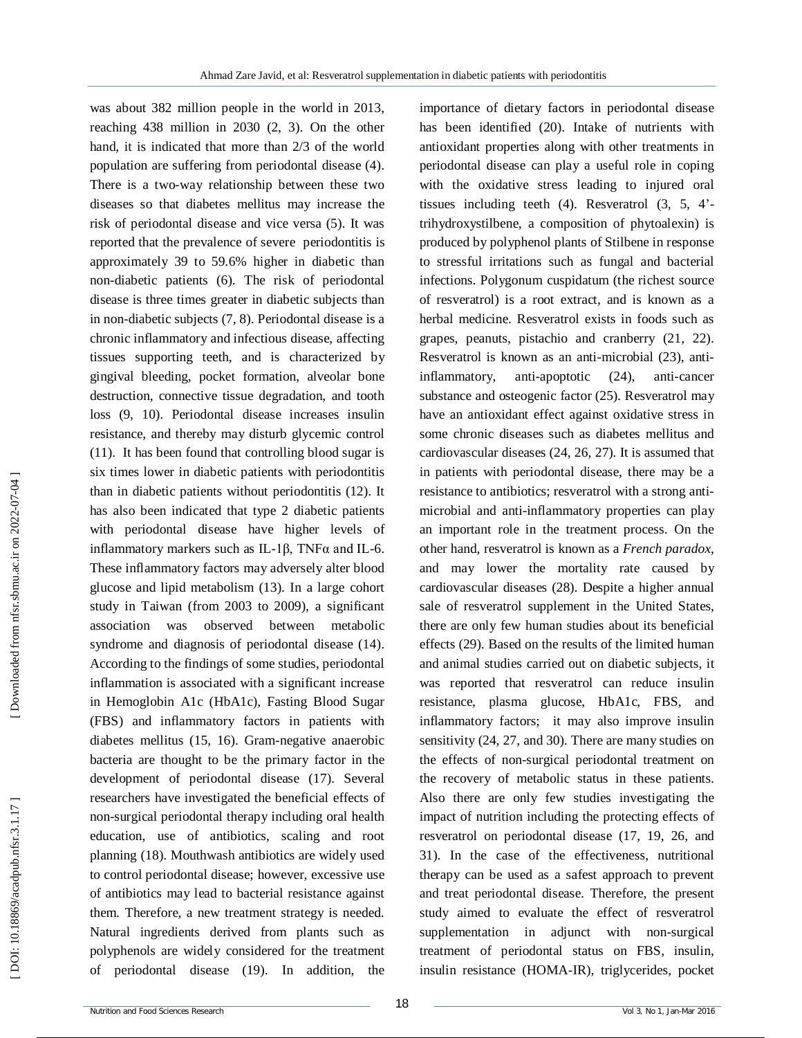was about 382 million people in the world in 2013, reaching 438 million in 2030 (2, 3). On the other hand, it is indicated that more than 2/3 of the world population are suffering from periodontal disease (4). There is a two-way relationship between these two diseases so that diabetes mellitus may increase the risk of periodontal disease and vice versa (5). It was reported that the prevalence of severe periodontitis is approximately 39 to 59.6% higher in diabetic than non-diabetic patients (6). The risk of periodontal disease is three times greater in diabetic subjects than in non-diabetic subjects (7, 8). Periodontal disease is a chronic inflammatory and infectious disease, affecting tissues supporting teeth, and is characterized by gingival bleeding, pocket formation, alveolar bone destruction, connective tissue degradation, and tooth loss (9, 10). Periodontal disease increases insulin resistance, and thereby may disturb glycemic control (11). It has been found that controlling blood sugar is six times lower in diabetic patients with periodontitis than in diabetic patients without periodontitis (12). It has also been indicated that type 2 diabetic patients with periodontal disease have higher levels of inflammatory markers such as IL-1β, TNFα and IL-6. These inflammatory factors may adversely alter blood glucose and lipid metabolism (13). In a large cohort study in Taiwan (from 2003 to 2009), a significant association was observed between metabolic syndrome and diagnosis of periodontal disease (14). According to the findings of some studies, periodontal inflammation is associated with a significant increase in Hemoglobin A1c (HbA1c), Fasting Blood Sugar (FBS) and inflammatory factors in patients with diabetes mellitus (15, 16). Gram-negative anaerobic bacteria are thought to be the primary factor in the development of periodontal disease (17). Several researchers have investigated the beneficial effects of non-surgical periodontal therapy including oral health education, use of antibiotics, scaling and root planning (18). Mouthwash antibiotics are widely used to control periodontal disease; however, excessive use of antibiotics may lead to bacterial resistance against them. Therefore, a new treatment strategy is needed. Natural ingredients derived from plants such as polyphenols are widely considered for the treatment of periodontal disease (19). In addition, the importance of dietary factors in periodontal disease has been identified (20). Intake of nutrients with antioxidant properties along with other treatments in periodontal disease can play a useful role in coping with the oxidative stress leading to injured oral tissues including teeth (4). Resveratrol (3, 5, 4'-trihydroxystilbene, a composition of phytoalexin) is produced by polyphenol plants of Stilbene in response to stressful irritations such as fungal and bacterial infections. Polygonum cuspidatum (the richest source of resveratrol) is a root extract, and is known as a herbal medicine. Resveratrol exists in foods such as grapes, peanuts, pistachio and cranberry (21, 22). Resveratrol is known as an anti-microbial (23), anti-inflammatory, anti-apoptotic (24), anti-cancer substance and osteogenic factor (25). Resveratrol may have an antioxidant effect against oxidative stress in some chronic diseases such as diabetes mellitus and cardiovascular diseases (24, 26, 27). It is assumed that in patients with periodontal disease, there may be a resistance to antibiotics; resveratrol with a strong anti-microbial and anti-inflammatory properties can play an important role in the treatment process. On the other hand, resveratrol is known as a *French paradox*, and may lower the mortality rate caused by cardiovascular diseases (28). Despite a higher annual sale of resveratrol supplement in the United States, there are only few human studies about its beneficial effects (29). Based on the results of the limited human and animal studies carried out on diabetic subjects, it was reported that resveratrol can reduce insulin resistance, plasma glucose, HbA1c, FBS, and inflammatory factors; it may also improve insulin sensitivity (24, 27, and 30). There are many studies on the effects of non-surgical periodontal treatment on the recovery of metabolic status in these patients. Also there are only few studies investigating the impact of nutrition including the protecting effects of resveratrol on periodontal disease (17, 19, 26, and 31). In the case of the effectiveness, nutritional therapy can be used as a safest approach to prevent and treat periodontal disease. Therefore, the present study aimed to evaluate the effect of resveratrol supplementation in adjunct with non-surgical treatment of periodontal status on FBS, insulin, insulin resistance (HOMA-IR), triglycerides, pocket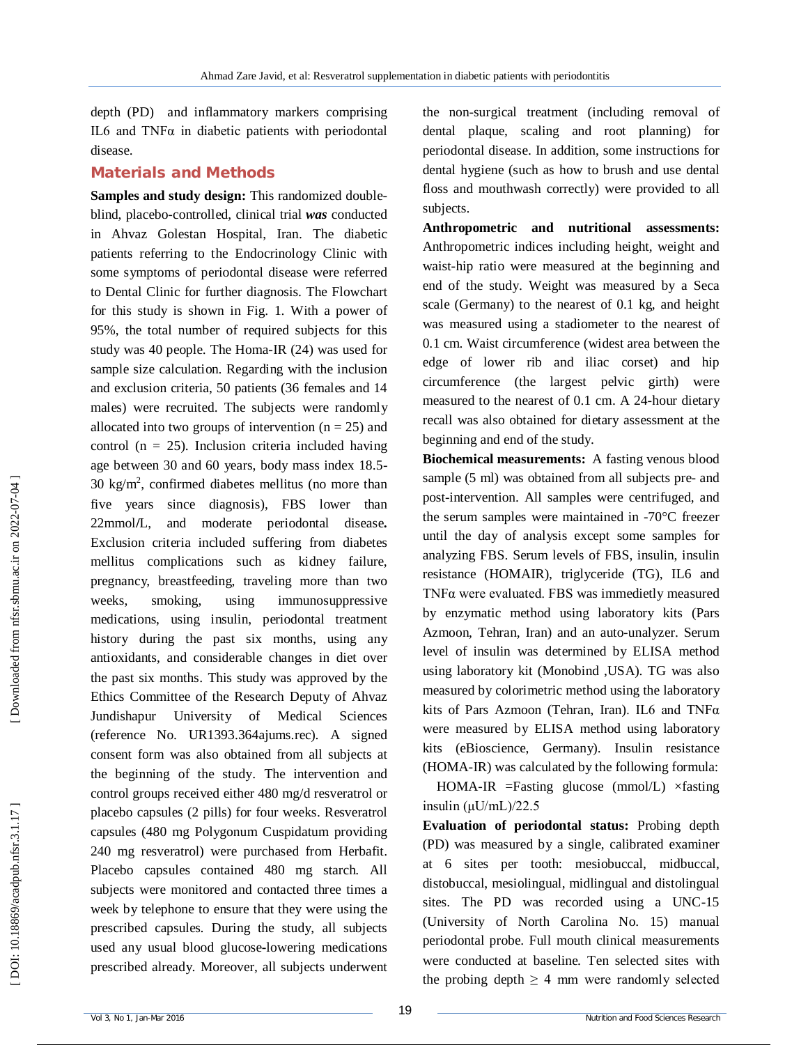depth (PD) and inflammatory markers comprising IL6 and TNFα in diabetic patients with periodontal disease.

## Materials and Methods

**Samples and study design:** This randomized double-blind, placebo-controlled, clinical trial ***was*** conducted in Ahvaz Golestan Hospital, Iran. The diabetic patients referring to the Endocrinology Clinic with some symptoms of periodontal disease were referred to Dental Clinic for further diagnosis. The Flowchart for this study is shown in Fig. 1. With a power of 95%, the total number of required subjects for this study was 40 people. The Homa-IR (24) was used for sample size calculation. Regarding with the inclusion and exclusion criteria, 50 patients (36 females and 14 males) were recruited. The subjects were randomly allocated into two groups of intervention (n = 25) and control (n = 25). Inclusion criteria included having age between 30 and 60 years, body mass index 18.5-30 kg/m$^2$, confirmed diabetes mellitus (no more than five years since diagnosis), FBS lower than 22mmol/L, and moderate periodontal disease**.** Exclusion criteria included suffering from diabetes mellitus complications such as kidney failure, pregnancy, breastfeeding, traveling more than two weeks, smoking, using immunosuppressive medications, using insulin, periodontal treatment history during the past six months, using any antioxidants, and considerable changes in diet over the past six months. This study was approved by the Ethics Committee of the Research Deputy of Ahvaz Jundishapur University of Medical Sciences (reference No. UR1393.364ajums.rec). A signed consent form was also obtained from all subjects at the beginning of the study. The intervention and control groups received either 480 mg/d resveratrol or placebo capsules (2 pills) for four weeks. Resveratrol capsules (480 mg Polygonum Cuspidatum providing 240 mg resveratrol) were purchased from Herbafit. Placebo capsules contained 480 mg starch. All subjects were monitored and contacted three times a week by telephone to ensure that they were using the prescribed capsules. During the study, all subjects used any usual blood glucose-lowering medications prescribed already. Moreover, all subjects underwent the non-surgical treatment (including removal of dental plaque, scaling and root planning) for periodontal disease. In addition, some instructions for dental hygiene (such as how to brush and use dental floss and mouthwash correctly) were provided to all subjects.

**Anthropometric and nutritional assessments:** Anthropometric indices including height, weight and waist-hip ratio were measured at the beginning and end of the study. Weight was measured by a Seca scale (Germany) to the nearest of 0.1 kg, and height was measured using a stadiometer to the nearest of 0.1 cm. Waist circumference (widest area between the edge of lower rib and iliac corset) and hip circumference (the largest pelvic girth) were measured to the nearest of 0.1 cm. A 24-hour dietary recall was also obtained for dietary assessment at the beginning and end of the study.

**Biochemical measurements:** A fasting venous blood sample (5 ml) was obtained from all subjects pre- and post-intervention. All samples were centrifuged, and the serum samples were maintained in -70°C freezer until the day of analysis except some samples for analyzing FBS. Serum levels of FBS, insulin, insulin resistance (HOMAIR), triglyceride (TG), IL6 and TNFα were evaluated. FBS was immedietly measured by enzymatic method using laboratory kits (Pars Azmoon, Tehran, Iran) and an auto-unalyzer. Serum level of insulin was determined by ELISA method using laboratory kit (Monobind ,USA). TG was also measured by colorimetric method using the laboratory kits of Pars Azmoon (Tehran, Iran). IL6 and TNFα were measured by ELISA method using laboratory kits (eBioscience, Germany). Insulin resistance (HOMA-IR) was calculated by the following formula:

HOMA-IR =Fasting glucose (mmol/L) ×fasting insulin (μU/mL)/22.5

**Evaluation of periodontal status:** Probing depth (PD) was measured by a single, calibrated examiner at 6 sites per tooth: mesiobuccal, midbuccal, distobuccal, mesiolingual, midlingual and distolingual sites. The PD was recorded using a UNC-15 (University of North Carolina No. 15) manual periodontal probe. Full mouth clinical measurements were conducted at baseline. Ten selected sites with the probing depth ≥ 4 mm were randomly selected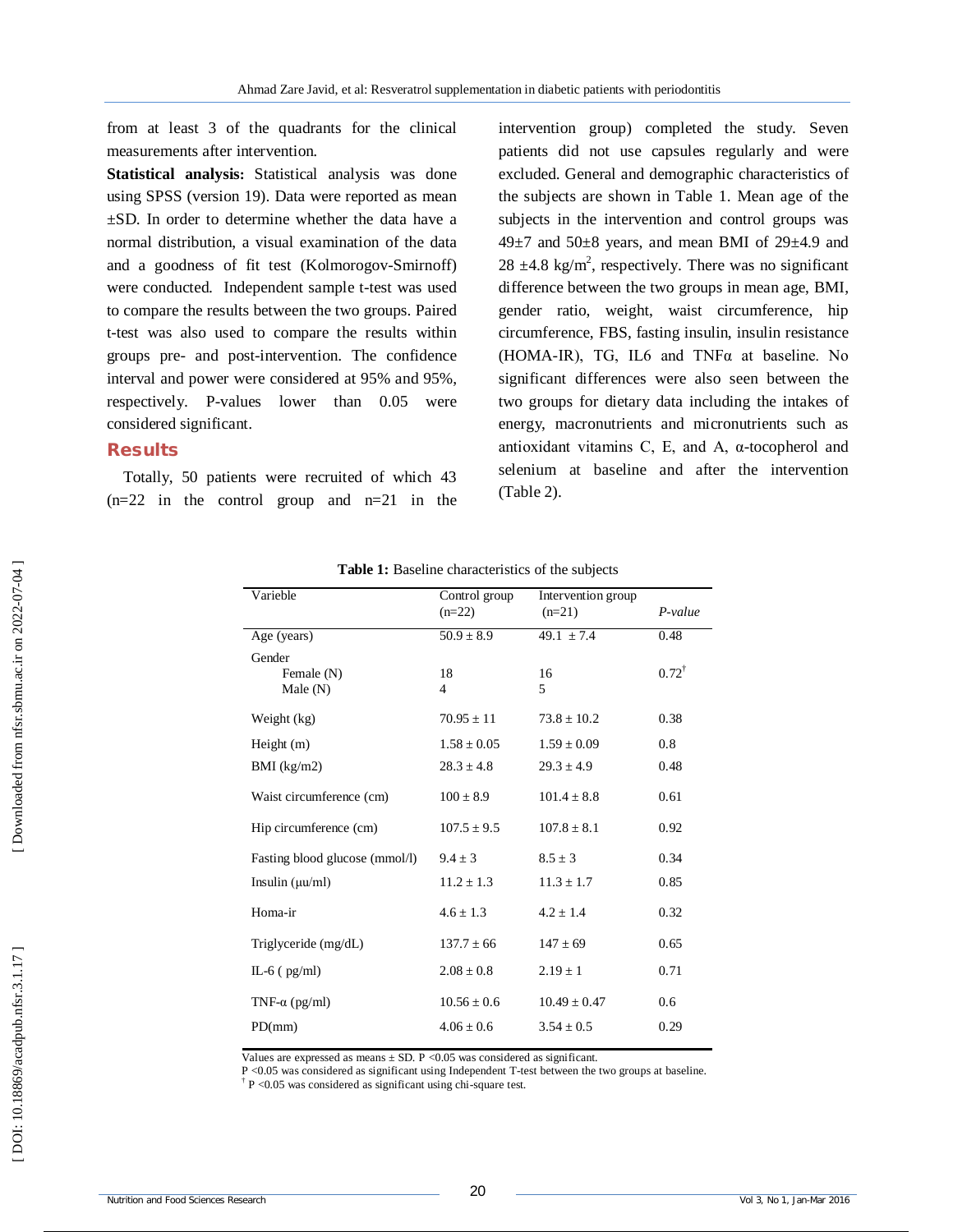from at least 3 of the quadrants for the clinical measurements after intervention.

**Statistical analysis:** Statistical analysis was done using SPSS (version 19). Data were reported as mean ±SD. In order to determine whether the data have a normal distribution, a visual examination of the data and a goodness of fit test (Kolmorogov-Smirnoff) were conducted. Independent sample t-test was used to compare the results between the two groups. Paired t-test was also used to compare the results within groups pre- and post-intervention. The confidence interval and power were considered at 95% and 95%, respectively. P-values lower than 0.05 were considered significant.

## Results

Totally, 50 patients were recruited of which 43 (n=22 in the control group and n=21 in the intervention group) completed the study. Seven patients did not use capsules regularly and were excluded. General and demographic characteristics of the subjects are shown in Table 1. Mean age of the subjects in the intervention and control groups was 49±7 and 50±8 years, and mean BMI of 29±4.9 and 28 ±4.8 $kg/m^2$, respectively. There was no significant difference between the two groups in mean age, BMI, gender ratio, weight, waist circumference, hip circumference, FBS, fasting insulin, insulin resistance (HOMA-IR), TG, IL6 and TNFα at baseline. No significant differences were also seen between the two groups for dietary data including the intakes of energy, macronutrients and micronutrients such as antioxidant vitamins C, E, and A, α-tocopherol and selenium at baseline and after the intervention (Table 2).

**Table 1:** Baseline characteristics of the subjects

| Varieble | Control group (n=22) | Intervention group (n=21) | *P-value* |
|---|---|---|---|
| Age (years) | 50.9 ± 8.9 | 49.1 ± 7.4 | 0.48 |
| Gender | | | |
| Female (N) | 18 | 16 | 0.72† |
| Male (N) | 4 | 5 | |
| Weight (kg) | 70.95 ± 11 | 73.8 ± 10.2 | 0.38 |
| Height (m) | 1.58 ± 0.05 | 1.59 ± 0.09 | 0.8 |
| BMI (kg/m2) | 28.3 ± 4.8 | 29.3 ± 4.9 | 0.48 |
| Waist circumference (cm) | 100 ± 8.9 | 101.4 ± 8.8 | 0.61 |
| Hip circumference (cm) | 107.5 ± 9.5 | 107.8 ± 8.1 | 0.92 |
| Fasting blood glucose (mmol/l) | 9.4 ± 3 | 8.5 ± 3 | 0.34 |
| Insulin (µu/ml) | 11.2 ± 1.3 | 11.3 ± 1.7 | 0.85 |
| Homa-ir | 4.6 ± 1.3 | 4.2 ± 1.4 | 0.32 |
| Triglyceride (mg/dL) | 137.7 ± 66 | 147 ± 69 | 0.65 |
| IL-6 ( pg/ml) | 2.08 ± 0.8 | 2.19 ± 1 | 0.71 |
| TNF-α (pg/ml) | 10.56 ± 0.6 | 10.49 ± 0.47 | 0.6 |
| PD(mm) | 4.06 ± 0.6 | 3.54 ± 0.5 | 0.29 |

Values are expressed as means ± SD. P <0.05 was considered as significant.
P <0.05 was considered as significant using Independent T-test between the two groups at baseline.
† P <0.05 was considered as significant using chi-square test.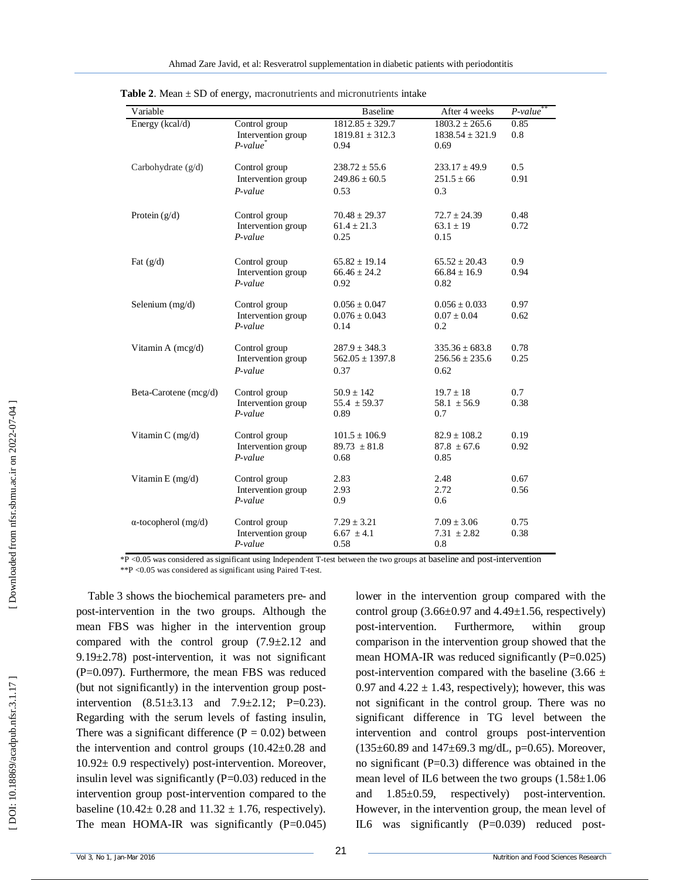**Table 2**. Mean ± SD of energy, macronutrients and micronutrients intake

| Variable | | Baseline | After 4 weeks | *P-value*** |
|---|---|---|---|---|
| Energy (kcal/d) | Control group | 1812.85 ± 329.7 | 1803.2 ± 265.6 | 0.85 |
| | Intervention group | 1819.81 ± 312.3 | 1838.54 ± 321.9 | 0.8 |
| | *P-value** | 0.94 | 0.69 | |
| Carbohydrate (g/d) | Control group | 238.72 ± 55.6 | 233.17 ± 49.9 | 0.5 |
| | Intervention group | 249.86 ± 60.5 | 251.5 ± 66 | 0.91 |
| | *P-value* | 0.53 | 0.3 | |
| Protein (g/d) | Control group | 70.48 ± 29.37 | 72.7 ± 24.39 | 0.48 |
| | Intervention group | 61.4 ± 21.3 | 63.1 ± 19 | 0.72 |
| | *P-value* | 0.25 | 0.15 | |
| Fat (g/d) | Control group | 65.82 ± 19.14 | 65.52 ± 20.43 | 0.9 |
| | Intervention group | 66.46 ± 24.2 | 66.84 ± 16.9 | 0.94 |
| | *P-value* | 0.92 | 0.82 | |
| Selenium (mg/d) | Control group | 0.056 ± 0.047 | 0.056 ± 0.033 | 0.97 |
| | Intervention group | 0.076 ± 0.043 | 0.07 ± 0.04 | 0.62 |
| | *P-value* | 0.14 | 0.2 | |
| Vitamin A (mcg/d) | Control group | 287.9 ± 348.3 | 335.36 ± 683.8 | 0.78 |
| | Intervention group | 562.05 ± 1397.8 | 256.56 ± 235.6 | 0.25 |
| | *P-value* | 0.37 | 0.62 | |
| Beta-Carotene (mcg/d) | Control group | 50.9 ± 142 | 19.7 ± 18 | 0.7 |
| | Intervention group | 55.4 ± 59.37 | 58.1 ± 56.9 | 0.38 |
| | *P-value* | 0.89 | 0.7 | |
| Vitamin C (mg/d) | Control group | 101.5 ± 106.9 | 82.9 ± 108.2 | 0.19 |
| | Intervention group | 89.73 ± 81.8 | 87.8 ± 67.6 | 0.92 |
| | *P-value* | 0.68 | 0.85 | |
| Vitamin E (mg/d) | Control group | 2.83 | 2.48 | 0.67 |
| | Intervention group | 2.93 | 2.72 | 0.56 |
| | *P-value* | 0.9 | 0.6 | |
| α-tocopherol (mg/d) | Control group | 7.29 ± 3.21 | 7.09 ± 3.06 | 0.75 |
| | Intervention group | 6.67 ± 4.1 | 7.31 ± 2.82 | 0.38 |
| | *P-value* | 0.58 | 0.8 | |

*P <0.05 was considered as significant using Independent T-test between the two groups at baseline and post-intervention
**P <0.05 was considered as significant using Paired T-test.

Table 3 shows the biochemical parameters pre- and post-intervention in the two groups. Although the mean FBS was higher in the intervention group compared with the control group (7.9±2.12 and 9.19±2.78) post-intervention, it was not significant (P=0.097). Furthermore, the mean FBS was reduced (but not significantly) in the intervention group post-intervention (8.51±3.13 and 7.9±2.12; P=0.23). Regarding with the serum levels of fasting insulin, There was a significant difference (P = 0.02) between the intervention and control groups (10.42±0.28 and 10.92± 0.9 respectively) post-intervention. Moreover, insulin level was significantly (P=0.03) reduced in the intervention group post-intervention compared to the baseline (10.42± 0.28 and 11.32 ± 1.76, respectively). The mean HOMA-IR was significantly (P=0.045) lower in the intervention group compared with the control group (3.66±0.97 and 4.49±1.56, respectively) post-intervention. Furthermore, within group comparison in the intervention group showed that the mean HOMA-IR was reduced significantly (P=0.025) post-intervention compared with the baseline (3.66 ± 0.97 and 4.22 ± 1.43, respectively); however, this was not significant in the control group. There was no significant difference in TG level between the intervention and control groups post-intervention (135±60.89 and 147±69.3 mg/dL, p=0.65). Moreover, no significant (P=0.3) difference was obtained in the mean level of IL6 between the two groups (1.58±1.06 and 1.85±0.59, respectively) post-intervention. However, in the intervention group, the mean level of IL6 was significantly (P=0.039) reduced post-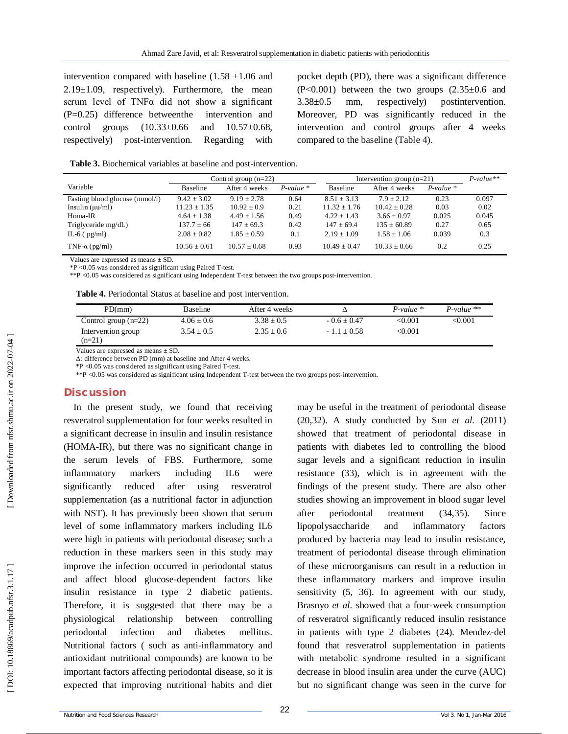intervention compared with baseline (1.58 ±1.06 and 2.19±1.09, respectively). Furthermore, the mean serum level of TNFα did not show a significant (P=0.25) difference betweenthe intervention and control groups (10.33±0.66 and 10.57±0.68, respectively) post-intervention. Regarding with pocket depth (PD), there was a significant difference (P<0.001) between the two groups (2.35±0.6 and 3.38±0.5 mm, respectively) postintervention. Moreover, PD was significantly reduced in the intervention and control groups after 4 weeks compared to the baseline (Table 4).

**Table 3.** Biochemical variables at baseline and post-intervention.

| Variable | Control group (n=22) | | | Intervention group (n=21) | | | *P-value*** |
|---|---|---|---|---|---|---|---|
| | Baseline | After 4 weeks | *P-value* * | Baseline | After 4 weeks | *P-value* * | |
| Fasting blood glucose (mmol/l) | 9.42 ± 3.02 | 9.19 ± 2.78 | 0.64 | 8.51 ± 3.13 | 7.9 ± 2.12 | 0.23 | 0.097 |
| Insulin (μu/ml) | 11.23 ± 1.35 | 10.92 ± 0.9 | 0.21 | 11.32 ± 1.76 | 10.42 ± 0.28 | 0.03 | 0.02 |
| Homa-IR | 4.64 ± 1.38 | 4.49 ± 1.56 | 0.49 | 4.22 ± 1.43 | 3.66 ± 0.97 | 0.025 | 0.045 |
| Triglyceride mg/dL) | 137.7 ± 66 | 147 ± 69.3 | 0.42 | 147 ± 69.4 | 135 ± 60.89 | 0.27 | 0.65 |
| IL-6 ( pg/ml) | 2.08 ± 0.82 | 1.85 ± 0.59 | 0.1 | 2.19 ± 1.09 | 1.58 ± 1.06 | 0.039 | 0.3 |
| TNF-α (pg/ml) | 10.56 ± 0.61 | 10.57 ± 0.68 | 0.93 | 10.49 ± 0.47 | 10.33 ± 0.66 | 0.2 | 0.25 |

Values are expressed as means ± SD.
*P <0.05 was considered as significant using Paired T-test.
**P <0.05 was considered as significant using Independent T-test between the two groups post-intervention.

**Table 4.** Periodontal Status at baseline and post intervention.

| PD(mm) | Baseline | After 4 weeks | Δ | *P-value* * | *P-value* ** |
|---|---|---|---|---|---|
| Control group (n=22) | 4.06 ± 0.6 | 3.38 ± 0.5 | - 0.6 ± 0.47 | <0.001 | <0.001 |
| Intervention group (n=21) | 3.54 ± 0.5 | 2.35 ± 0.6 | - 1.1 ± 0.58 | <0.001 | |

Values are expressed as means ± SD.
Δ: difference between PD (mm) at baseline and After 4 weeks.
*P <0.05 was considered as significant using Paired T-test.
**P <0.05 was considered as significant using Independent T-test between the two groups post-intervention.

## Discussion

In the present study, we found that receiving resveratrol supplementation for four weeks resulted in a significant decrease in insulin and insulin resistance (HOMA-IR), but there was no significant change in the serum levels of FBS. Furthermore, some inflammatory markers including IL6 were significantly reduced after using resveratrol supplementation (as a nutritional factor in adjunction with NST). It has previously been shown that serum level of some inflammatory markers including IL6 were high in patients with periodontal disease; such a reduction in these markers seen in this study may improve the infection occurred in periodontal status and affect blood glucose-dependent factors like insulin resistance in type 2 diabetic patients. Therefore, it is suggested that there may be a physiological relationship between controlling periodontal infection and diabetes mellitus. Nutritional factors ( such as anti-inflammatory and antioxidant nutritional compounds) are known to be important factors affecting periodontal disease, so it is expected that improving nutritional habits and diet may be useful in the treatment of periodontal disease (20,32). A study conducted by Sun *et al.* (2011) showed that treatment of periodontal disease in patients with diabetes led to controlling the blood sugar levels and a significant reduction in insulin resistance (33), which is in agreement with the findings of the present study. There are also other studies showing an improvement in blood sugar level after periodontal treatment (34,35). Since lipopolysaccharide and inflammatory factors produced by bacteria may lead to insulin resistance, treatment of periodontal disease through elimination of these microorganisms can result in a reduction in these inflammatory markers and improve insulin sensitivity (5, 36). In agreement with our study, Brasnyo *et al*. showed that a four-week consumption of resveratrol significantly reduced insulin resistance in patients with type 2 diabetes (24). Mendez-del found that resveratrol supplementation in patients with metabolic syndrome resulted in a significant decrease in blood insulin area under the curve (AUC) but no significant change was seen in the curve for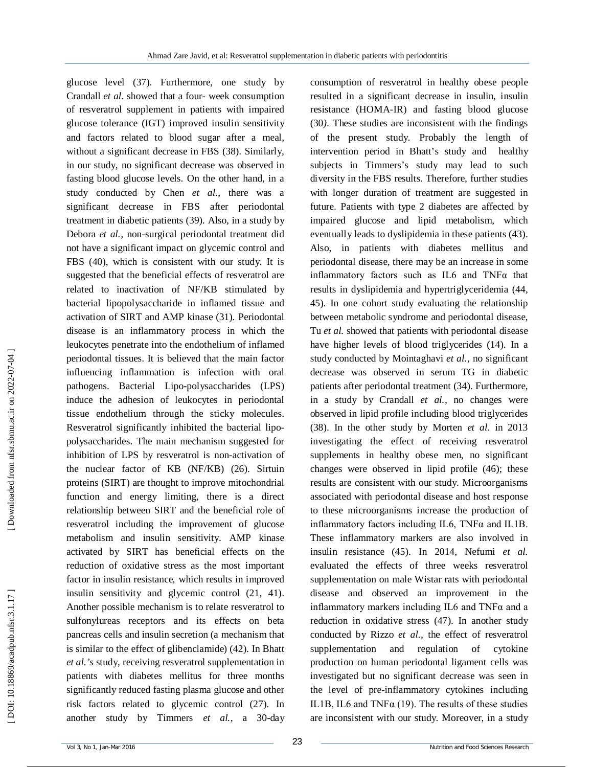glucose level (37). Furthermore, one study by Crandall *et al.* showed that a four- week consumption of resveratrol supplement in patients with impaired glucose tolerance (IGT) improved insulin sensitivity and factors related to blood sugar after a meal, without a significant decrease in FBS (38). Similarly, in our study, no significant decrease was observed in fasting blood glucose levels. On the other hand, in a study conducted by Chen *et al.*, there was a significant decrease in FBS after periodontal treatment in diabetic patients (39). Also, in a study by Debora *et al.*, non-surgical periodontal treatment did not have a significant impact on glycemic control and FBS (40), which is consistent with our study. It is suggested that the beneficial effects of resveratrol are related to inactivation of NF/KB stimulated by bacterial lipopolysaccharide in inflamed tissue and activation of SIRT and AMP kinase (31). Periodontal disease is an inflammatory process in which the leukocytes penetrate into the endothelium of inflamed periodontal tissues. It is believed that the main factor influencing inflammation is infection with oral pathogens. Bacterial Lipo-polysaccharides (LPS) induce the adhesion of leukocytes in periodontal tissue endothelium through the sticky molecules. Resveratrol significantly inhibited the bacterial lipo-polysaccharides. The main mechanism suggested for inhibition of LPS by resveratrol is non-activation of the nuclear factor of KB (NF/KB) (26). Sirtuin proteins (SIRT) are thought to improve mitochondrial function and energy limiting, there is a direct relationship between SIRT and the beneficial role of resveratrol including the improvement of glucose metabolism and insulin sensitivity. AMP kinase activated by SIRT has beneficial effects on the reduction of oxidative stress as the most important factor in insulin resistance, which results in improved insulin sensitivity and glycemic control (21, 41). Another possible mechanism is to relate resveratrol to sulfonylureas receptors and its effects on beta pancreas cells and insulin secretion (a mechanism that is similar to the effect of glibenclamide) (42). In Bhatt *et al.'s* study, receiving resveratrol supplementation in patients with diabetes mellitus for three months significantly reduced fasting plasma glucose and other risk factors related to glycemic control (27). In another study by Timmers *et al.*, a 30-day consumption of resveratrol in healthy obese people resulted in a significant decrease in insulin, insulin resistance (HOMA-IR) and fasting blood glucose (30). These studies are inconsistent with the findings of the present study. Probably the length of intervention period in Bhatt's study and healthy subjects in Timmers's study may lead to such diversity in the FBS results. Therefore, further studies with longer duration of treatment are suggested in future. Patients with type 2 diabetes are affected by impaired glucose and lipid metabolism, which eventually leads to dyslipidemia in these patients (43). Also, in patients with diabetes mellitus and periodontal disease, there may be an increase in some inflammatory factors such as IL6 and TNFα that results in dyslipidemia and hypertriglyceridemia (44, 45). In one cohort study evaluating the relationship between metabolic syndrome and periodontal disease, Tu *et al.* showed that patients with periodontal disease have higher levels of blood triglycerides (14). In a study conducted by Mointaghavi *et al.*, no significant decrease was observed in serum TG in diabetic patients after periodontal treatment (34). Furthermore, in a study by Crandall *et al.*, no changes were observed in lipid profile including blood triglycerides (38). In the other study by Morten *et al.* in 2013 investigating the effect of receiving resveratrol supplements in healthy obese men, no significant changes were observed in lipid profile (46); these results are consistent with our study. Microorganisms associated with periodontal disease and host response to these microorganisms increase the production of inflammatory factors including IL6, TNFα and IL1B. These inflammatory markers are also involved in insulin resistance (45). In 2014, Nefumi *et al.* evaluated the effects of three weeks resveratrol supplementation on male Wistar rats with periodontal disease and observed an improvement in the inflammatory markers including IL6 and TNFα and a reduction in oxidative stress (47). In another study conducted by Rizzo *et al.*, the effect of resveratrol supplementation and regulation of cytokine production on human periodontal ligament cells was investigated but no significant decrease was seen in the level of pre-inflammatory cytokines including IL1B, IL6 and TNFα (19). The results of these studies are inconsistent with our study. Moreover, in a study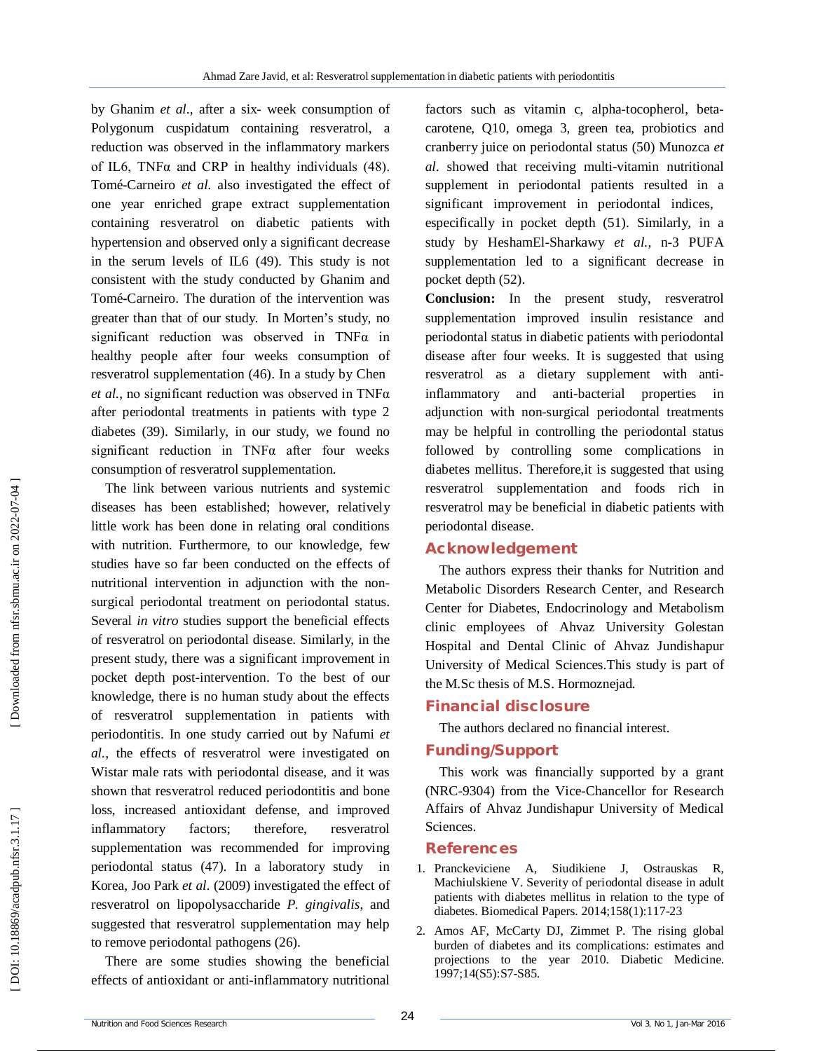by Ghanim *et al.,* after a six- week consumption of Polygonum cuspidatum containing resveratrol, a reduction was observed in the inflammatory markers of IL6, TNFα and CRP in healthy individuals (48). Tomé-Carneiro *et al.* also investigated the effect of one year enriched grape extract supplementation containing resveratrol on diabetic patients with hypertension and observed only a significant decrease in the serum levels of IL6 (49). This study is not consistent with the study conducted by Ghanim and Tomé-Carneiro. The duration of the intervention was greater than that of our study. In Morten's study, no significant reduction was observed in TNFα in healthy people after four weeks consumption of resveratrol supplementation (46). In a study by Chen *et al.*, no significant reduction was observed in TNFα after periodontal treatments in patients with type 2 diabetes (39). Similarly, in our study, we found no significant reduction in TNFα after four weeks consumption of resveratrol supplementation.

The link between various nutrients and systemic diseases has been established; however, relatively little work has been done in relating oral conditions with nutrition. Furthermore, to our knowledge, few studies have so far been conducted on the effects of nutritional intervention in adjunction with the non-surgical periodontal treatment on periodontal status. Several *in vitro* studies support the beneficial effects of resveratrol on periodontal disease. Similarly, in the present study, there was a significant improvement in pocket depth post-intervention. To the best of our knowledge, there is no human study about the effects of resveratrol supplementation in patients with periodontitis. In one study carried out by Nafumi *et al.,* the effects of resveratrol were investigated on Wistar male rats with periodontal disease, and it was shown that resveratrol reduced periodontitis and bone loss, increased antioxidant defense, and improved inflammatory factors; therefore, resveratrol supplementation was recommended for improving periodontal status (47). In a laboratory study in Korea, Joo Park *et al.* (2009) investigated the effect of resveratrol on lipopolysaccharide *P. gingivalis,* and suggested that resveratrol supplementation may help to remove periodontal pathogens (26).

There are some studies showing the beneficial effects of antioxidant or anti-inflammatory nutritional factors such as vitamin c, alpha-tocopherol, beta-carotene, Q10, omega 3, green tea, probiotics and cranberry juice on periodontal status (50) Munozca *et al.* showed that receiving multi-vitamin nutritional supplement in periodontal patients resulted in a significant improvement in periodontal indices, especifically in pocket depth (51). Similarly, in a study by HeshamEl-Sharkawy *et al.,* n-3 PUFA supplementation led to a significant decrease in pocket depth (52).

**Conclusion:** In the present study, resveratrol supplementation improved insulin resistance and periodontal status in diabetic patients with periodontal disease after four weeks. It is suggested that using resveratrol as a dietary supplement with anti-inflammatory and anti-bacterial properties in adjunction with non-surgical periodontal treatments may be helpful in controlling the periodontal status followed by controlling some complications in diabetes mellitus. Therefore,it is suggested that using resveratrol supplementation and foods rich in resveratrol may be beneficial in diabetic patients with periodontal disease.

## Acknowledgement

The authors express their thanks for Nutrition and Metabolic Disorders Research Center, and Research Center for Diabetes, Endocrinology and Metabolism clinic employees of Ahvaz University Golestan Hospital and Dental Clinic of Ahvaz Jundishapur University of Medical Sciences.This study is part of the M.Sc thesis of M.S. Hormoznejad.

## Financial disclosure

The authors declared no financial interest.

## Funding/Support

This work was financially supported by a grant (NRC-9304) from the Vice-Chancellor for Research Affairs of Ahvaz Jundishapur University of Medical Sciences.

## References

1. Pranckeviciene A, Siudikiene J, Ostrauskas R, Machiulskiene V. Severity of periodontal disease in adult patients with diabetes mellitus in relation to the type of diabetes. Biomedical Papers. 2014;158(1):117-23
2. Amos AF, McCarty DJ, Zimmet P. The rising global burden of diabetes and its complications: estimates and projections to the year 2010. Diabetic Medicine. 1997;14(S5):S7-S85.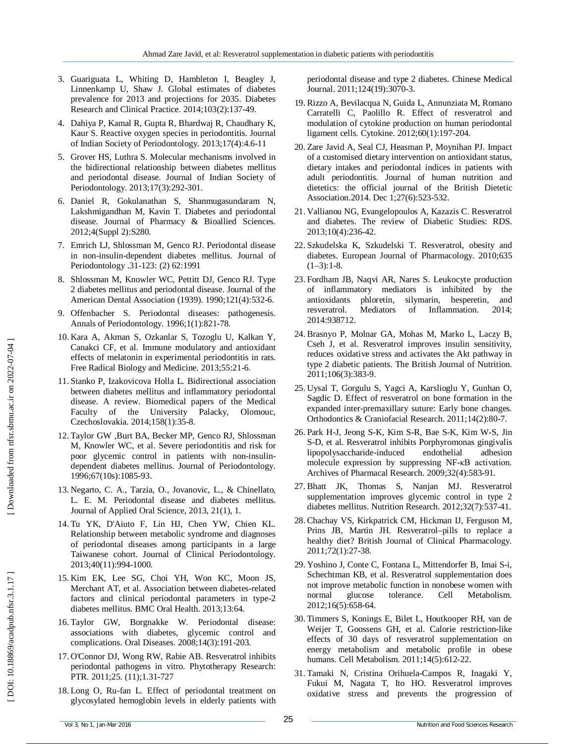3. Guariguata L, Whiting D, Hambleton I, Beagley J, Linnenkamp U, Shaw J. Global estimates of diabetes prevalence for 2013 and projections for 2035. Diabetes Research and Clinical Practice. 2014;103(2):137-49.
4. Dahiya P, Kamal R, Gupta R, Bhardwaj R, Chaudhary K, Kaur S. Reactive oxygen species in periodontitis. Journal of Indian Society of Periodontology. 2013;17(4):4.6-11
5. Grover HS, Luthra S. Molecular mechanisms involved in the bidirectional relationship between diabetes mellitus and periodontal disease. Journal of Indian Society of Periodontology. 2013;17(3):292-301.
6. Daniel R, Gokulanathan S, Shanmugasundaram N, Lakshmigandhan M, Kavin T. Diabetes and periodontal disease. Journal of Pharmacy & Bioallied Sciences. 2012;4(Suppl 2):S280.
7. Emrich LJ, Shlossman M, Genco RJ. Periodontal disease in non-insulin-dependent diabetes mellitus. Journal of Periodontology .31-123: (2) 62:1991
8. Shlossman M, Knowler WC, Pettitt DJ, Genco RJ. Type 2 diabetes mellitus and periodontal disease. Journal of the American Dental Association (1939). 1990;121(4):532-6.
9. Offenbacher S. Periodontal diseases: pathogenesis. Annals of Periodontology. 1996;1(1):821-78.
10. Kara A, Akman S, Ozkanlar S, Tozoglu U, Kalkan Y, Canakci CF, et al. Immune modulatory and antioxidant effects of melatonin in experimental periodontitis in rats. Free Radical Biology and Medicine. 2013;55:21-6.
11. Stanko P, Izakovicova Holla L. Bidirectional association between diabetes mellitus and inflammatory periodontal disease. A review. Biomedical papers of the Medical Faculty of the University Palacky, Olomouc, Czechoslovakia. 2014;158(1):35-8.
12. Taylor GW ,Burt BA, Becker MP, Genco RJ, Shlossman M, Knowler WC, et al. Severe periodontitis and risk for poor glycemic control in patients with non-insulin-dependent diabetes mellitus. Journal of Periodontology. 1996;67(10s):1085-93.
13. Negarto, C. A., Tarzia, O., Jovanovic, L., & Chinellato, L. E. M. Periodontal disease and diabetes mellitus. Journal of Applied Oral Science, 2013, 21(1), 1.
14. Tu YK, D'Aiuto F, Lin HJ, Chen YW, Chien KL. Relationship between metabolic syndrome and diagnoses of periodontal diseases among participants in a large Taiwanese cohort. Journal of Clinical Periodontology. 2013;40(11):994-1000.
15. Kim EK, Lee SG, Choi YH, Won KC, Moon JS, Merchant AT, et al. Association between diabetes-related factors and clinical periodontal parameters in type-2 diabetes mellitus. BMC Oral Health. 2013;13:64.
16. Taylor GW, Borgnakke W. Periodontal disease: associations with diabetes, glycemic control and complications. Oral Diseases. 2008;14(3):191-203.
17. O'Connor DJ, Wong RW, Rabie AB. Resveratrol inhibits periodontal pathogens in vitro. Phytotherapy Research: PTR. 2011;25. (11);1.31-727
18. Long O, Ru-fan L. Effect of periodontal treatment on glycosylated hemoglobin levels in elderly patients with periodontal disease and type 2 diabetes. Chinese Medical Journal. 2011;124(19):3070-3.
19. Rizzo A, Bevilacqua N, Guida L, Annunziata M, Romano Carratelli C, Paolillo R. Effect of resveratrol and modulation of cytokine production on human periodontal ligament cells. Cytokine. 2012;60(1):197-204.
20. Zare Javid A, Seal CJ, Heasman P, Moynihan PJ. Impact of a customised dietary intervention on antioxidant status, dietary intakes and periodontal indices in patients with adult periodontitis. Journal of human nutrition and dietetics: the official journal of the British Dietetic Association.2014. Dec 1;27(6):523-532.
21. Vallianou NG, Evangelopoulos A, Kazazis C. Resveratrol and diabetes. The review of Diabetic Studies: RDS. 2013;10(4):236-42.
22. Szkudelska K, Szkudelski T. Resveratrol, obesity and diabetes. European Journal of Pharmacology. 2010;635 (1–3):1-8.
23. Fordham JB, Naqvi AR, Nares S. Leukocyte production of inflammatory mediators is inhibited by the antioxidants phloretin, silymarin, hesperetin, and resveratrol. Mediators of Inflammation. 2014; 2014:938712.
24. Brasnyo P, Molnar GA, Mohas M, Marko L, Laczy B, Cseh J, et al. Resveratrol improves insulin sensitivity, reduces oxidative stress and activates the Akt pathway in type 2 diabetic patients. The British Journal of Nutrition. 2011;106(3):383-9.
25. Uysal T, Gorgulu S, Yagci A, Karslioglu Y, Gunhan O, Sagdic D. Effect of resveratrol on bone formation in the expanded inter-premaxillary suture: Early bone changes. Orthodontics & Craniofacial Research. 2011;14(2):80-7.
26. Park H-J, Jeong S-K, Kim S-R, Bae S-K, Kim W-S, Jin S-D, et al. Resveratrol inhibits Porphyromonas gingivalis lipopolysaccharide-induced endothelial adhesion molecule expression by suppressing NF-κB activation. Archives of Pharmacal Research. 2009;32(4):583-91.
27. Bhatt JK, Thomas S, Nanjan MJ. Resveratrol supplementation improves glycemic control in type 2 diabetes mellitus. Nutrition Research. 2012;32(7):537-41.
28. Chachay VS, Kirkpatrick CM, Hickman IJ, Ferguson M, Prins JB, Martin JH. Resveratrol–pills to replace a healthy diet? British Journal of Clinical Pharmacology. 2011;72(1):27-38.
29. Yoshino J, Conte C, Fontana L, Mittendorfer B, Imai S-i, Schechtman KB, et al. Resveratrol supplementation does not improve metabolic function in nonobese women with normal glucose tolerance. Cell Metabolism. 2012;16(5):658-64.
30. Timmers S, Konings E, Bilet L, Houtkooper RH, van de Weijer T, Goossens GH, et al. Calorie restriction-like effects of 30 days of resveratrol supplementation on energy metabolism and metabolic profile in obese humans. Cell Metabolism. 2011;14(5):612-22.
31. Tamaki N, Cristina Orihuela-Campos R, Inagaki Y, Fukui M, Nagata T, Ito HO. Resveratrol improves oxidative stress and prevents the progression of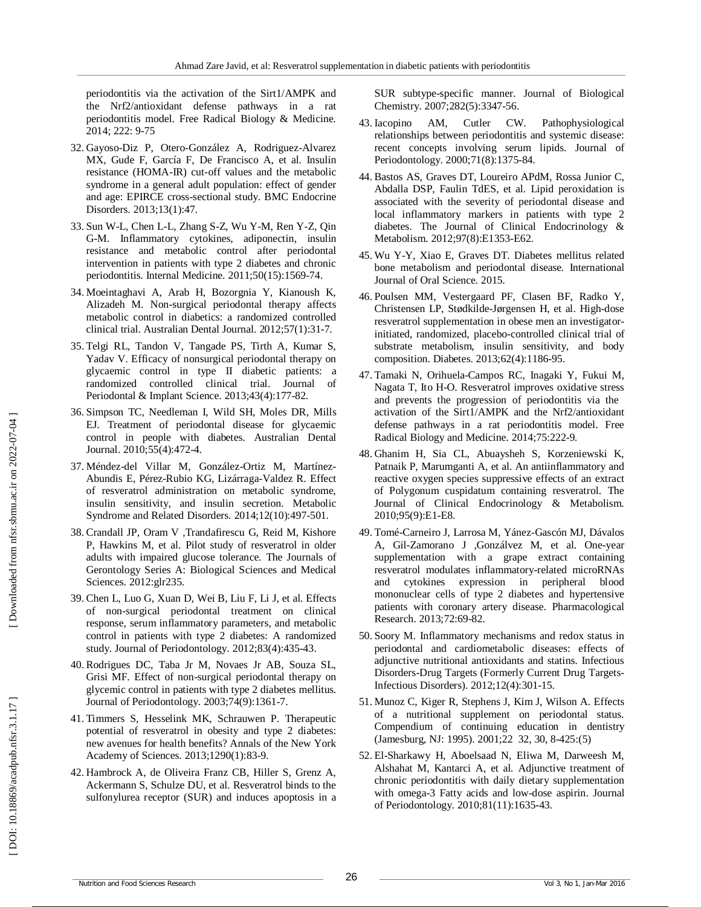periodontitis via the activation of the Sirt1/AMPK and the Nrf2/antioxidant defense pathways in a rat periodontitis model. Free Radical Biology & Medicine. 2014; 222: 9-75

32. Gayoso-Diz P, Otero-González A, Rodriguez-Alvarez MX, Gude F, García F, De Francisco A, et al. Insulin resistance (HOMA-IR) cut-off values and the metabolic syndrome in a general adult population: effect of gender and age: EPIRCE cross-sectional study. BMC Endocrine Disorders. 2013;13(1):47.
33. Sun W-L, Chen L-L, Zhang S-Z, Wu Y-M, Ren Y-Z, Qin G-M. Inflammatory cytokines, adiponectin, insulin resistance and metabolic control after periodontal intervention in patients with type 2 diabetes and chronic periodontitis. Internal Medicine. 2011;50(15):1569-74.
34. Moeintaghavi A, Arab H, Bozorgnia Y, Kianoush K, Alizadeh M. Non-surgical periodontal therapy affects metabolic control in diabetics: a randomized controlled clinical trial. Australian Dental Journal. 2012;57(1):31-7.
35. Telgi RL, Tandon V, Tangade PS, Tirth A, Kumar S, Yadav V. Efficacy of nonsurgical periodontal therapy on glycaemic control in type II diabetic patients: a randomized controlled clinical trial. Journal of Periodontal & Implant Science. 2013;43(4):177-82.
36. Simpson TC, Needleman I, Wild SH, Moles DR, Mills EJ. Treatment of periodontal disease for glycaemic control in people with diabetes. Australian Dental Journal. 2010;55(4):472-4.
37. Méndez-del Villar M, González-Ortiz M, Martínez-Abundis E, Pérez-Rubio KG, Lizárraga-Valdez R. Effect of resveratrol administration on metabolic syndrome, insulin sensitivity, and insulin secretion. Metabolic Syndrome and Related Disorders. 2014;12(10):497-501.
38. Crandall JP, Oram V ,Trandafirescu G, Reid M, Kishore P, Hawkins M, et al. Pilot study of resveratrol in older adults with impaired glucose tolerance. The Journals of Gerontology Series A: Biological Sciences and Medical Sciences. 2012:glr235.
39. Chen L, Luo G, Xuan D, Wei B, Liu F, Li J, et al. Effects of non-surgical periodontal treatment on clinical response, serum inflammatory parameters, and metabolic control in patients with type 2 diabetes: A randomized study. Journal of Periodontology. 2012;83(4):435-43.
40. Rodrigues DC, Taba Jr M, Novaes Jr AB, Souza SL, Grisi MF. Effect of non-surgical periodontal therapy on glycemic control in patients with type 2 diabetes mellitus. Journal of Periodontology. 2003;74(9):1361-7.
41. Timmers S, Hesselink MK, Schrauwen P. Therapeutic potential of resveratrol in obesity and type 2 diabetes: new avenues for health benefits? Annals of the New York Academy of Sciences. 2013;1290(1):83-9.
42. Hambrock A, de Oliveira Franz CB, Hiller S, Grenz A, Ackermann S, Schulze DU, et al. Resveratrol binds to the sulfonylurea receptor (SUR) and induces apoptosis in a SUR subtype-specific manner. Journal of Biological Chemistry. 2007;282(5):3347-56.
43. Iacopino AM, Cutler CW. Pathophysiological relationships between periodontitis and systemic disease: recent concepts involving serum lipids. Journal of Periodontology. 2000;71(8):1375-84.
44. Bastos AS, Graves DT, Loureiro APdM, Rossa Junior C, Abdalla DSP, Faulin TdES, et al. Lipid peroxidation is associated with the severity of periodontal disease and local inflammatory markers in patients with type 2 diabetes. The Journal of Clinical Endocrinology & Metabolism. 2012;97(8):E1353-E62.
45. Wu Y-Y, Xiao E, Graves DT. Diabetes mellitus related bone metabolism and periodontal disease. International Journal of Oral Science. 2015.
46. Poulsen MM, Vestergaard PF, Clasen BF, Radko Y, Christensen LP, Stødkilde-Jørgensen H, et al. High-dose resveratrol supplementation in obese men an investigator-initiated, randomized, placebo-controlled clinical trial of substrate metabolism, insulin sensitivity, and body composition. Diabetes. 2013;62(4):1186-95.
47. Tamaki N, Orihuela-Campos RC, Inagaki Y, Fukui M, Nagata T, Ito H-O. Resveratrol improves oxidative stress and prevents the progression of periodontitis via the activation of the Sirt1/AMPK and the Nrf2/antioxidant defense pathways in a rat periodontitis model. Free Radical Biology and Medicine. 2014;75:222-9.
48. Ghanim H, Sia CL, Abuaysheh S, Korzeniewski K, Patnaik P, Marumganti A, et al. An antiinflammatory and reactive oxygen species suppressive effects of an extract of Polygonum cuspidatum containing resveratrol. The Journal of Clinical Endocrinology & Metabolism. 2010;95(9):E1-E8.
49. Tomé-Carneiro J, Larrosa M, Yánez-Gascón MJ, Dávalos A, Gil-Zamorano J ,Gonzálvez M, et al. One-year supplementation with a grape extract containing resveratrol modulates inflammatory-related microRNAs and cytokines expression in peripheral blood mononuclear cells of type 2 diabetes and hypertensive patients with coronary artery disease. Pharmacological Research. 2013;72:69-82.
50. Soory M. Inflammatory mechanisms and redox status in periodontal and cardiometabolic diseases: effects of adjunctive nutritional antioxidants and statins. Infectious Disorders-Drug Targets (Formerly Current Drug Targets-Infectious Disorders). 2012;12(4):301-15.
51. Munoz C, Kiger R, Stephens J, Kim J, Wilson A. Effects of a nutritional supplement on periodontal status. Compendium of continuing education in dentistry (Jamesburg, NJ: 1995). 2001;22 32, 30, 8-425:(5)
52. El-Sharkawy H, Aboelsaad N, Eliwa M, Darweesh M, Alshahat M, Kantarci A, et al. Adjunctive treatment of chronic periodontitis with daily dietary supplementation with omega-3 Fatty acids and low-dose aspirin. Journal of Periodontology. 2010;81(11):1635-43.